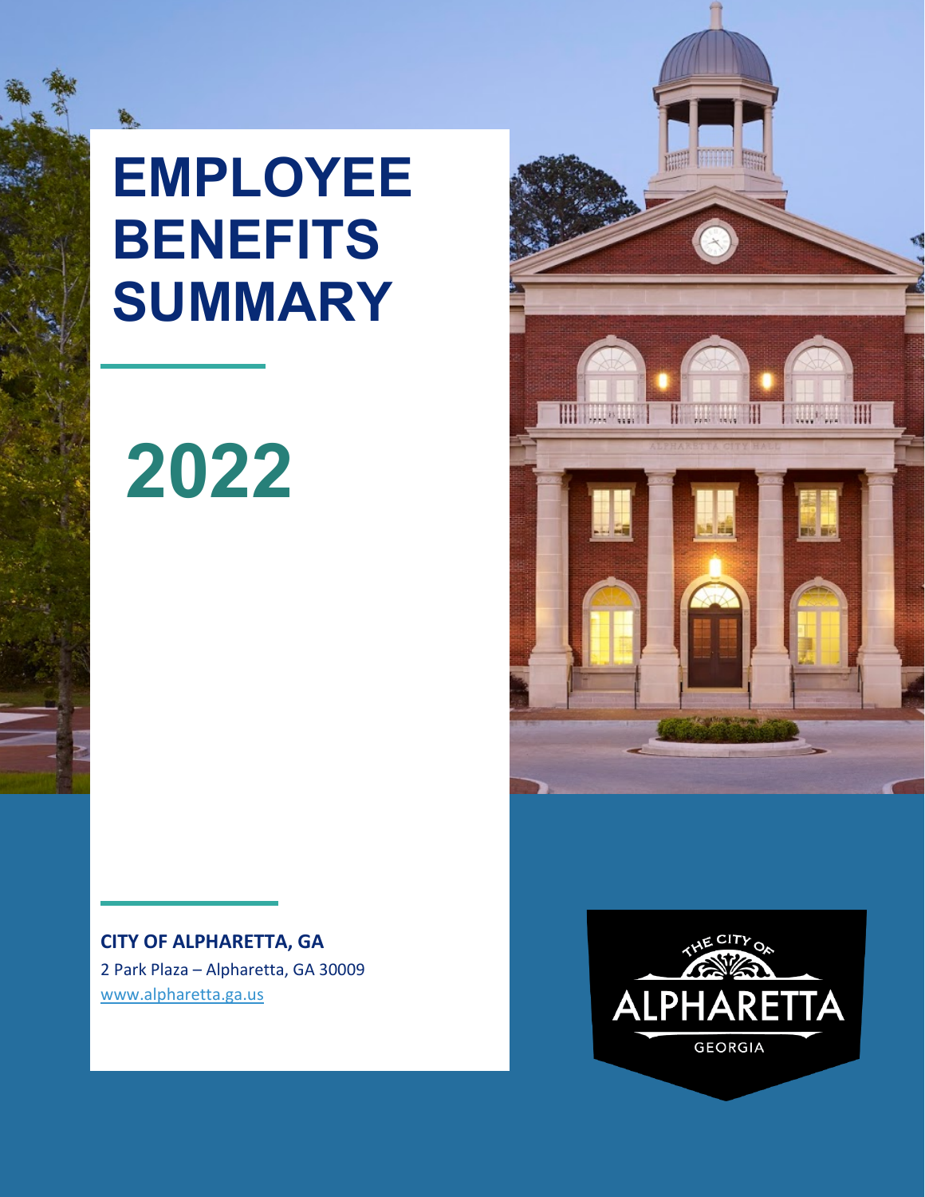# EMPLOYEE BENEFITS SUMMARY

# 2022

**CITY OF ALPHARETTA, GA**
2 Park Plaza – Alpharetta, GA 30009
www.alpharetta.ga.us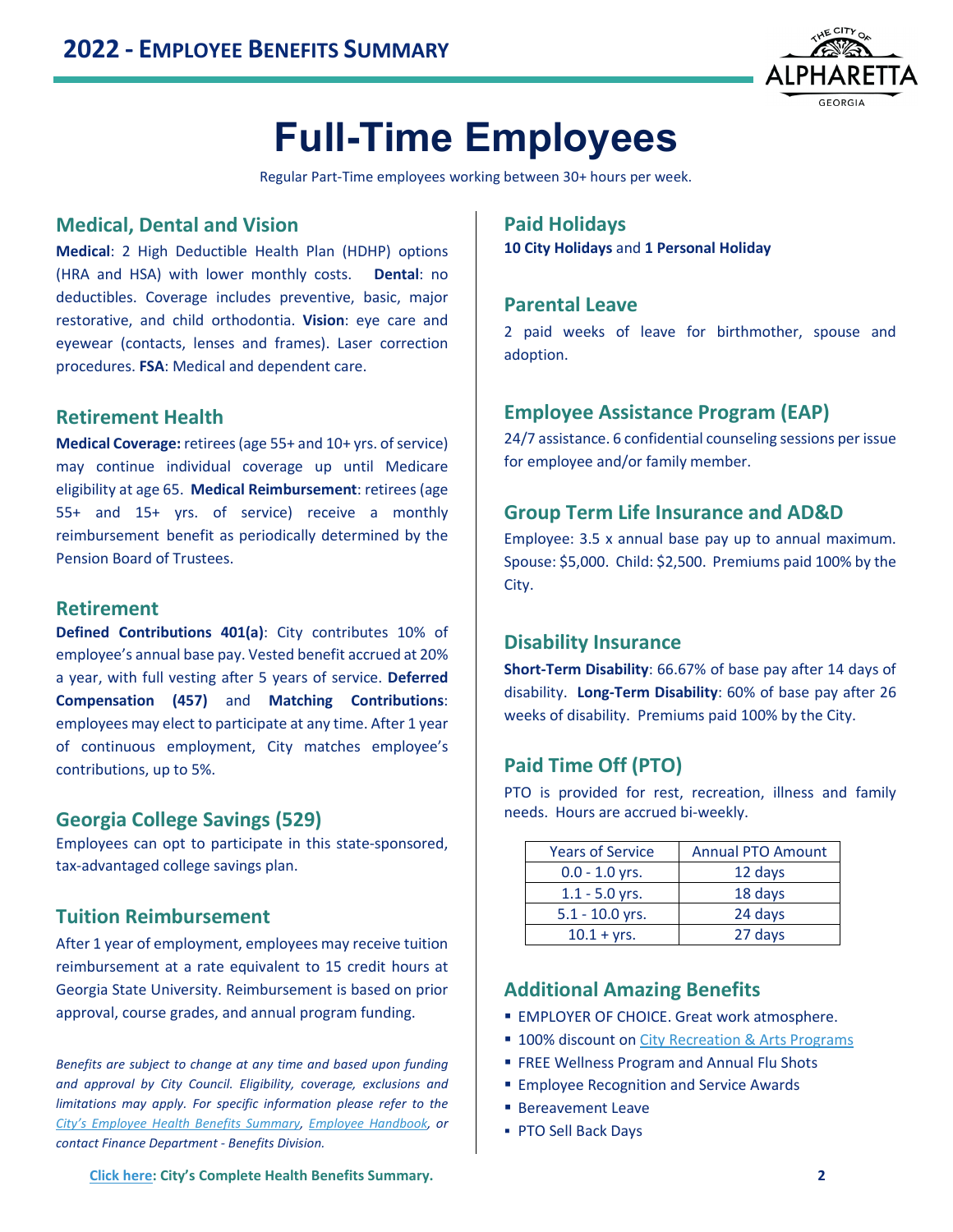# Full-Time Employees

Regular Part-Time employees working between 30+ hours per week.

## Medical, Dental and Vision

**Medical**: 2 High Deductible Health Plan (HDHP) options (HRA and HSA) with lower monthly costs. **Dental**: no deductibles. Coverage includes preventive, basic, major restorative, and child orthodontia. **Vision**: eye care and eyewear (contacts, lenses and frames). Laser correction procedures. **FSA**: Medical and dependent care.

## Retirement Health

**Medical Coverage:** retirees (age 55+ and 10+ yrs. of service) may continue individual coverage up until Medicare eligibility at age 65. **Medical Reimbursement**: retirees (age 55+ and 15+ yrs. of service) receive a monthly reimbursement benefit as periodically determined by the Pension Board of Trustees.

## Retirement

**Defined Contributions 401(a)**: City contributes 10% of employee's annual base pay. Vested benefit accrued at 20% a year, with full vesting after 5 years of service. **Deferred Compensation (457)** and **Matching Contributions**: employees may elect to participate at any time. After 1 year of continuous employment, City matches employee's contributions, up to 5%.

## Georgia College Savings (529)

Employees can opt to participate in this state-sponsored, tax-advantaged college savings plan.

## Tuition Reimbursement

After 1 year of employment, employees may receive tuition reimbursement at a rate equivalent to 15 credit hours at Georgia State University. Reimbursement is based on prior approval, course grades, and annual program funding.

*Benefits are subject to change at any time and based upon funding and approval by City Council. Eligibility, coverage, exclusions and limitations may apply. For specific information please refer to the City's Employee Health Benefits Summary, Employee Handbook, or contact Finance Department - Benefits Division.*

## Paid Holidays

**10 City Holidays** and **1 Personal Holiday**

## Parental Leave

2 paid weeks of leave for birthmother, spouse and adoption.

## Employee Assistance Program (EAP)

24/7 assistance. 6 confidential counseling sessions per issue for employee and/or family member.

## Group Term Life Insurance and AD&D

Employee: 3.5 x annual base pay up to annual maximum. Spouse: $5,000. Child: $2,500. Premiums paid 100% by the City.

## Disability Insurance

**Short-Term Disability**: 66.67% of base pay after 14 days of disability. **Long-Term Disability**: 60% of base pay after 26 weeks of disability. Premiums paid 100% by the City.

## Paid Time Off (PTO)

PTO is provided for rest, recreation, illness and family needs. Hours are accrued bi-weekly.

| Years of Service | Annual PTO Amount |
| --- | --- |
| 0.0 - 1.0 yrs. | 12 days |
| 1.1 - 5.0 yrs. | 18 days |
| 5.1 - 10.0 yrs. | 24 days |
| 10.1 + yrs. | 27 days |

## Additional Amazing Benefits

- EMPLOYER OF CHOICE. Great work atmosphere.
- 100% discount on City Recreation & Arts Programs
- FREE Wellness Program and Annual Flu Shots
- Employee Recognition and Service Awards
- Bereavement Leave
- PTO Sell Back Days

**Click here: City's Complete Health Benefits Summary.**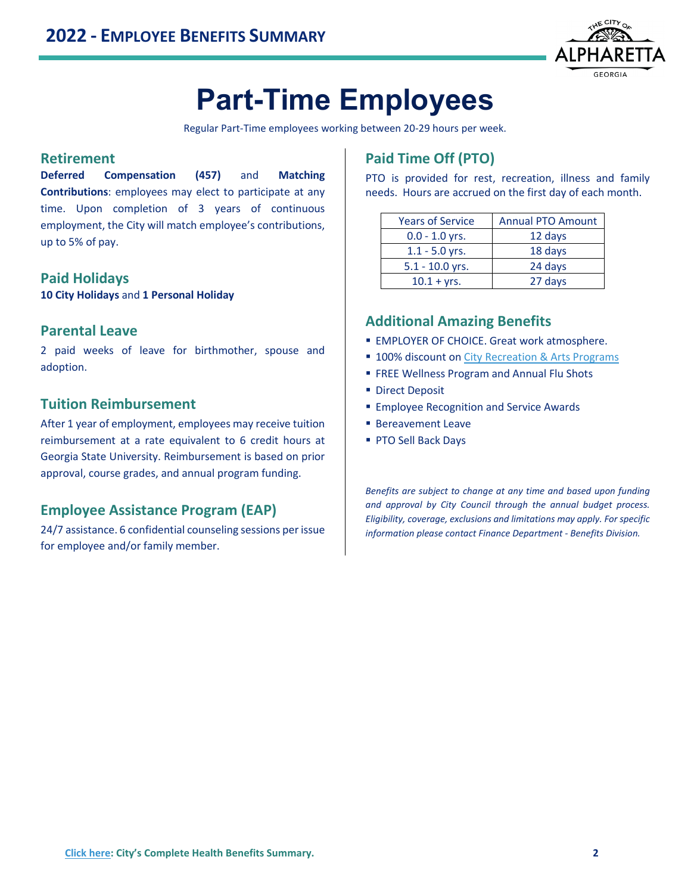# Part-Time Employees

Regular Part-Time employees working between 20-29 hours per week.

## Retirement

**Deferred Compensation (457)** and **Matching Contributions**: employees may elect to participate at any time. Upon completion of 3 years of continuous employment, the City will match employee's contributions, up to 5% of pay.

## Paid Holidays

**10 City Holidays** and **1 Personal Holiday**

## Parental Leave

2 paid weeks of leave for birthmother, spouse and adoption.

## Tuition Reimbursement

After 1 year of employment, employees may receive tuition reimbursement at a rate equivalent to 6 credit hours at Georgia State University. Reimbursement is based on prior approval, course grades, and annual program funding.

## Employee Assistance Program (EAP)

24/7 assistance. 6 confidential counseling sessions per issue for employee and/or family member.

## Paid Time Off (PTO)

PTO is provided for rest, recreation, illness and family needs. Hours are accrued on the first day of each month.

| Years of Service | Annual PTO Amount |
|---|---|
| 0.0 - 1.0 yrs. | 12 days |
| 1.1 - 5.0 yrs. | 18 days |
| 5.1 - 10.0 yrs. | 24 days |
| 10.1 + yrs. | 27 days |

## Additional Amazing Benefits

- EMPLOYER OF CHOICE. Great work atmosphere.
- 100% discount on City Recreation & Arts Programs
- FREE Wellness Program and Annual Flu Shots
- Direct Deposit
- Employee Recognition and Service Awards
- Bereavement Leave
- PTO Sell Back Days

*Benefits are subject to change at any time and based upon funding and approval by City Council through the annual budget process. Eligibility, coverage, exclusions and limitations may apply. For specific information please contact Finance Department - Benefits Division.*

**Click here: City's Complete Health Benefits Summary.**